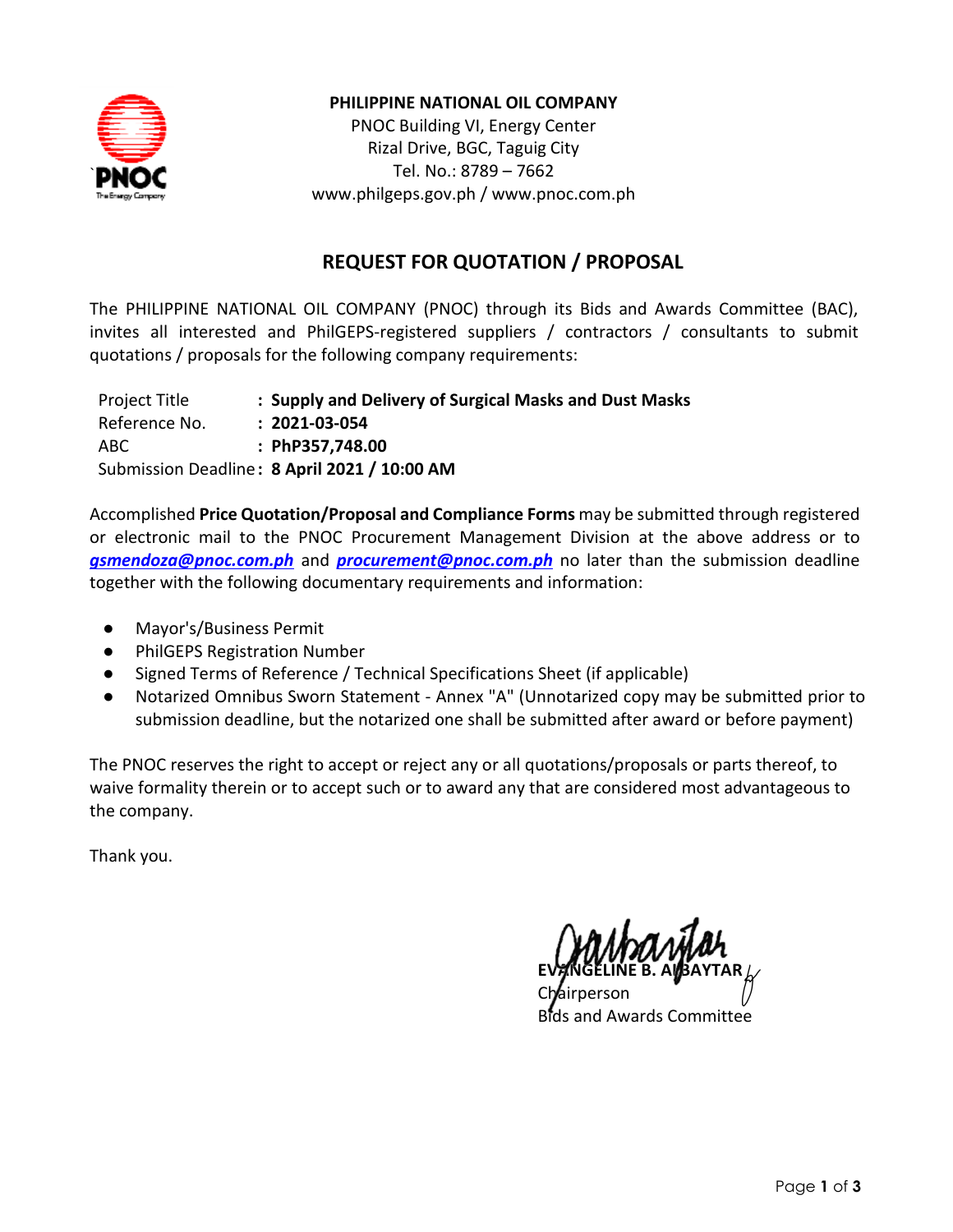**PHILIPPINE NATIONAL OIL COMPANY**
PNOC Building VI, Energy Center
Rizal Drive, BGC, Taguig City
Tel. No.: 8789 – 7662
www.philgeps.gov.ph / www.pnoc.com.ph

## REQUEST FOR QUOTATION / PROPOSAL

The PHILIPPINE NATIONAL OIL COMPANY (PNOC) through its Bids and Awards Committee (BAC), invites all interested and PhilGEPS-registered suppliers / contractors / consultants to submit quotations / proposals for the following company requirements:

| | |
|---|---|
| Project Title | : **Supply and Delivery of Surgical Masks and Dust Masks** |
| Reference No. | : **2021-03-054** |
| ABC | : **PhP357,748.00** |
| Submission Deadline | : **8 April 2021 / 10:00 AM** |

Accomplished **Price Quotation/Proposal and Compliance Forms** may be submitted through registered or electronic mail to the PNOC Procurement Management Division at the above address or to ***gsmendoza@pnoc.com.ph*** and ***procurement@pnoc.com.ph*** no later than the submission deadline together with the following documentary requirements and information:

- Mayor's/Business Permit
- PhilGEPS Registration Number
- Signed Terms of Reference / Technical Specifications Sheet (if applicable)
- Notarized Omnibus Sworn Statement - Annex "A" (Unnotarized copy may be submitted prior to submission deadline, but the notarized one shall be submitted after award or before payment)

The PNOC reserves the right to accept or reject any or all quotations/proposals or parts thereof, to waive formality therein or to accept such or to award any that are considered most advantageous to the company.

Thank you.

**EVANGELINE B. ALBAYTAR**
Chairperson
Bids and Awards Committee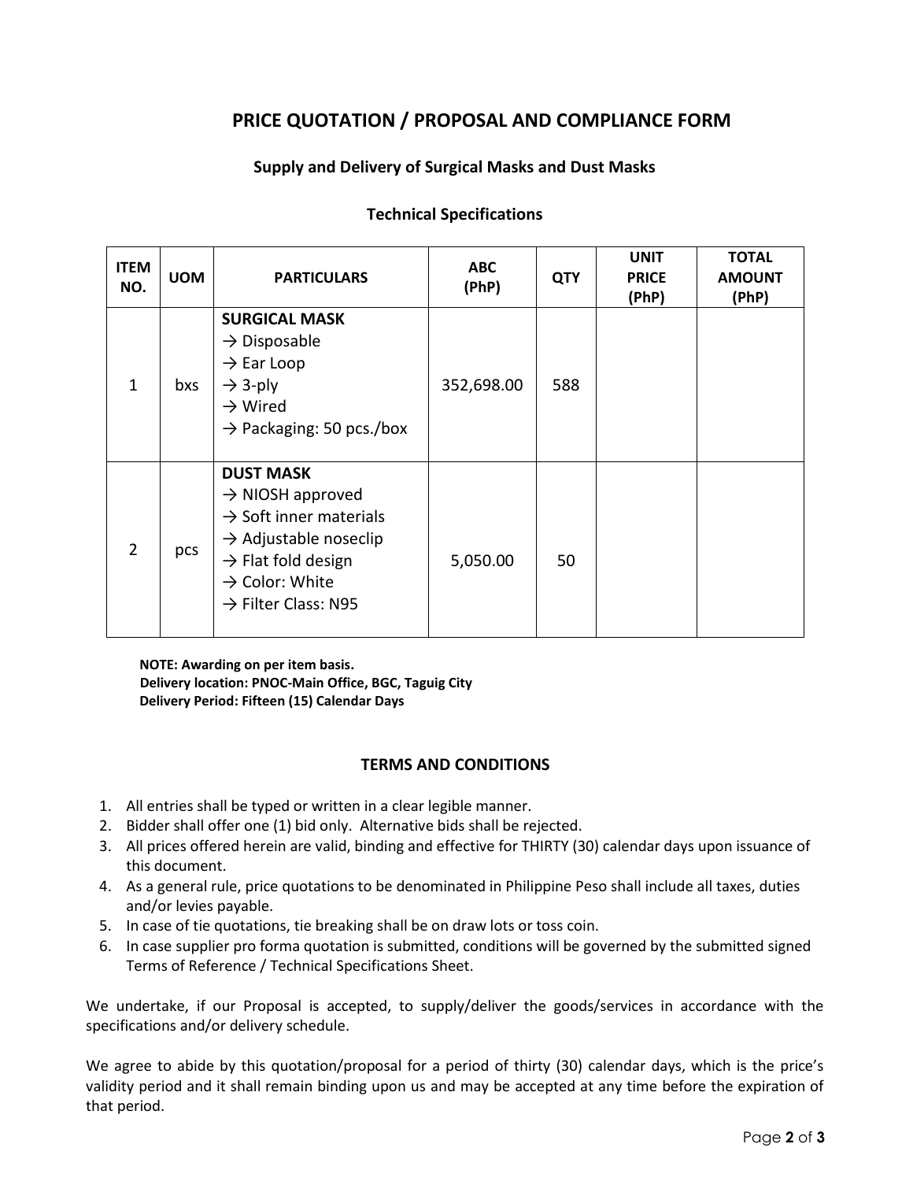# PRICE QUOTATION / PROPOSAL AND COMPLIANCE FORM

### Supply and Delivery of Surgical Masks and Dust Masks

### Technical Specifications

| ITEM NO. | UOM | PARTICULARS | ABC (PhP) | QTY | UNIT PRICE (PhP) | TOTAL AMOUNT (PhP) |
|---|---|---|---|---|---|---|
| 1 | bxs | **SURGICAL MASK**<br>→ Disposable<br>→ Ear Loop<br>→ 3-ply<br>→ Wired<br>→ Packaging: 50 pcs./box | 352,698.00 | 588 | | |
| 2 | pcs | **DUST MASK**<br>→ NIOSH approved<br>→ Soft inner materials<br>→ Adjustable noseclip<br>→ Flat fold design<br>→ Color: White<br>→ Filter Class: N95 | 5,050.00 | 50 | | |

**NOTE: Awarding on per item basis.**
**Delivery location: PNOC-Main Office, BGC, Taguig City**
**Delivery Period: Fifteen (15) Calendar Days**

### TERMS AND CONDITIONS

1. All entries shall be typed or written in a clear legible manner.
2. Bidder shall offer one (1) bid only. Alternative bids shall be rejected.
3. All prices offered herein are valid, binding and effective for THIRTY (30) calendar days upon issuance of this document.
4. As a general rule, price quotations to be denominated in Philippine Peso shall include all taxes, duties and/or levies payable.
5. In case of tie quotations, tie breaking shall be on draw lots or toss coin.
6. In case supplier pro forma quotation is submitted, conditions will be governed by the submitted signed Terms of Reference / Technical Specifications Sheet.

We undertake, if our Proposal is accepted, to supply/deliver the goods/services in accordance with the specifications and/or delivery schedule.

We agree to abide by this quotation/proposal for a period of thirty (30) calendar days, which is the price's validity period and it shall remain binding upon us and may be accepted at any time before the expiration of that period.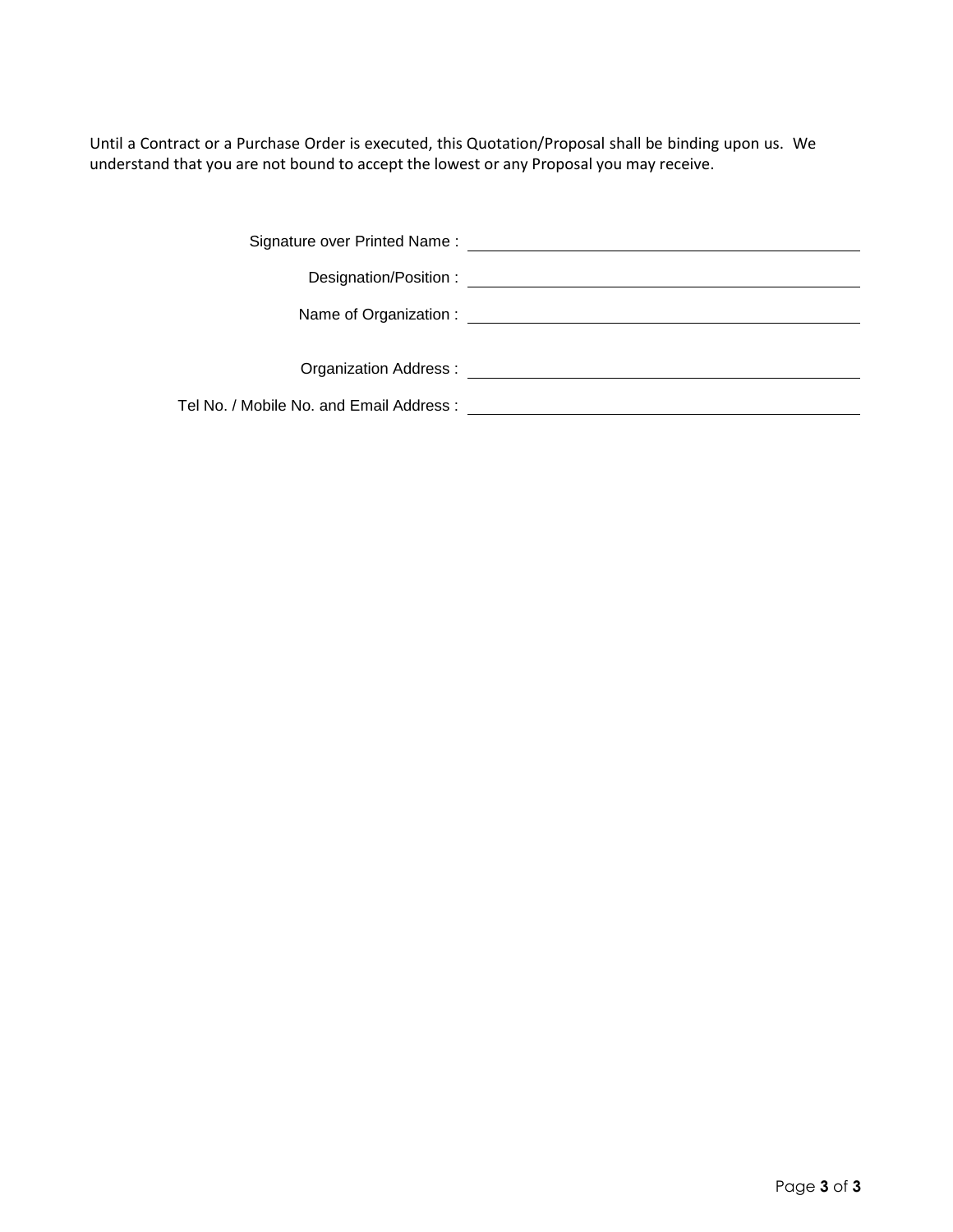Until a Contract or a Purchase Order is executed, this Quotation/Proposal shall be binding upon us. We understand that you are not bound to accept the lowest or any Proposal you may receive.

Signature over Printed Name : ______________________________

Designation/Position : ______________________________

Name of Organization : ______________________________

Organization Address : ______________________________

Tel No. / Mobile No. and Email Address : ______________________________